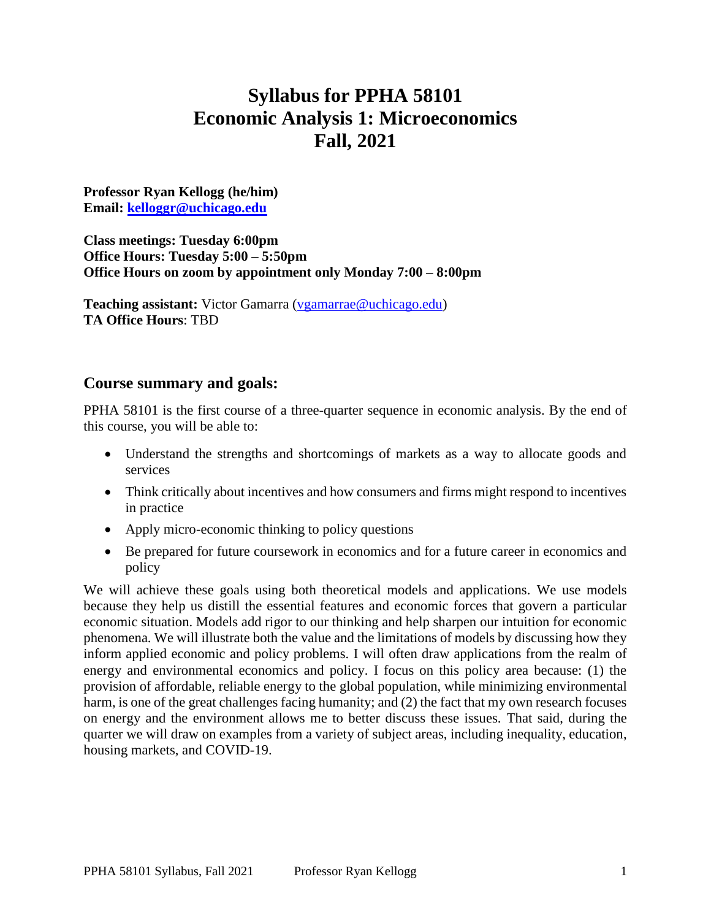# Syllabus for PPHA 58101
# Economic Analysis 1: Microeconomics
# Fall, 2021

**Professor Ryan Kellogg (he/him)**
**Email: [kelloggr@uchicago.edu](mailto:kelloggr@uchicago.edu)**

**Class meetings: Tuesday 6:00pm**
**Office Hours: Tuesday 5:00 – 5:50pm**
**Office Hours on zoom by appointment only Monday 7:00 – 8:00pm**

**Teaching assistant:** Victor Gamarra ([vgamarrae@uchicago.edu](mailto:vgamarrae@uchicago.edu))
**TA Office Hours**: TBD

## Course summary and goals:

PPHA 58101 is the first course of a three-quarter sequence in economic analysis. By the end of this course, you will be able to:

- Understand the strengths and shortcomings of markets as a way to allocate goods and services
- Think critically about incentives and how consumers and firms might respond to incentives in practice
- Apply micro-economic thinking to policy questions
- Be prepared for future coursework in economics and for a future career in economics and policy

We will achieve these goals using both theoretical models and applications. We use models because they help us distill the essential features and economic forces that govern a particular economic situation. Models add rigor to our thinking and help sharpen our intuition for economic phenomena. We will illustrate both the value and the limitations of models by discussing how they inform applied economic and policy problems. I will often draw applications from the realm of energy and environmental economics and policy. I focus on this policy area because: (1) the provision of affordable, reliable energy to the global population, while minimizing environmental harm, is one of the great challenges facing humanity; and (2) the fact that my own research focuses on energy and the environment allows me to better discuss these issues. That said, during the quarter we will draw on examples from a variety of subject areas, including inequality, education, housing markets, and COVID-19.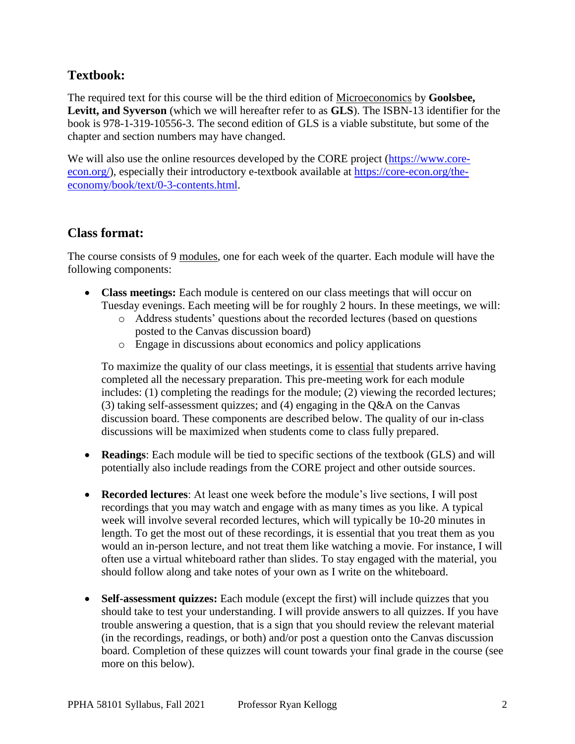## Textbook:

The required text for this course will be the third edition of Microeconomics by **Goolsbee, Levitt, and Syverson** (which we will hereafter refer to as **GLS**). The ISBN-13 identifier for the book is 978-1-319-10556-3. The second edition of GLS is a viable substitute, but some of the chapter and section numbers may have changed.

We will also use the online resources developed by the CORE project (https://www.core-econ.org/), especially their introductory e-textbook available at https://core-econ.org/the-economy/book/text/0-3-contents.html.

## Class format:

The course consists of 9 modules, one for each week of the quarter. Each module will have the following components:

- **Class meetings:** Each module is centered on our class meetings that will occur on Tuesday evenings. Each meeting will be for roughly 2 hours. In these meetings, we will:
  - Address students' questions about the recorded lectures (based on questions posted to the Canvas discussion board)
  - Engage in discussions about economics and policy applications

  To maximize the quality of our class meetings, it is essential that students arrive having completed all the necessary preparation. This pre-meeting work for each module includes: (1) completing the readings for the module; (2) viewing the recorded lectures; (3) taking self-assessment quizzes; and (4) engaging in the Q&A on the Canvas discussion board. These components are described below. The quality of our in-class discussions will be maximized when students come to class fully prepared.

- **Readings**: Each module will be tied to specific sections of the textbook (GLS) and will potentially also include readings from the CORE project and other outside sources.

- **Recorded lectures**: At least one week before the module's live sections, I will post recordings that you may watch and engage with as many times as you like. A typical week will involve several recorded lectures, which will typically be 10-20 minutes in length. To get the most out of these recordings, it is essential that you treat them as you would an in-person lecture, and not treat them like watching a movie. For instance, I will often use a virtual whiteboard rather than slides. To stay engaged with the material, you should follow along and take notes of your own as I write on the whiteboard.

- **Self-assessment quizzes:** Each module (except the first) will include quizzes that you should take to test your understanding. I will provide answers to all quizzes. If you have trouble answering a question, that is a sign that you should review the relevant material (in the recordings, readings, or both) and/or post a question onto the Canvas discussion board. Completion of these quizzes will count towards your final grade in the course (see more on this below).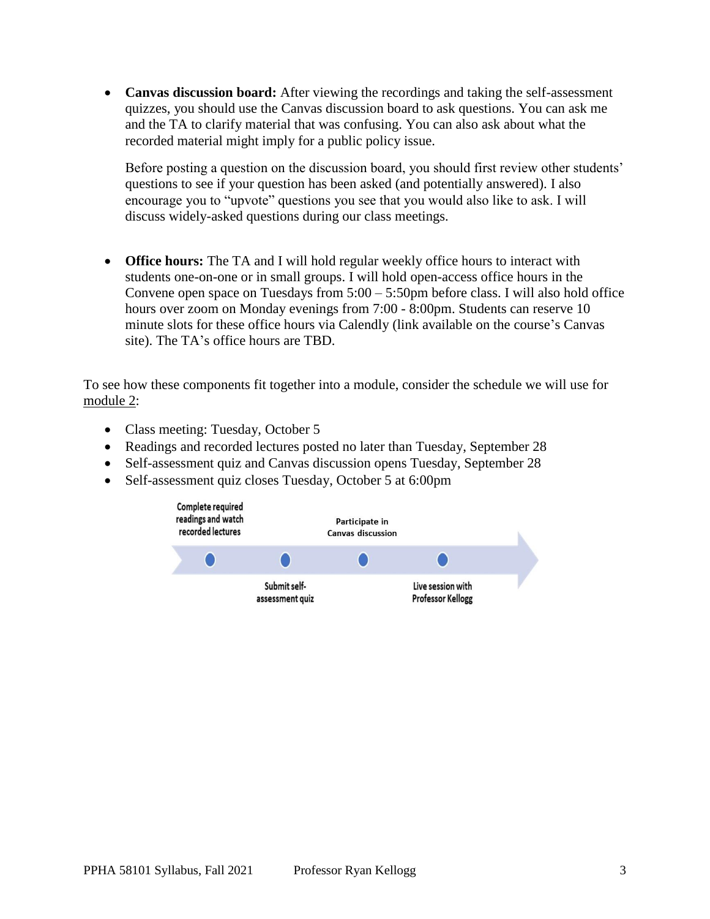- **Canvas discussion board:** After viewing the recordings and taking the self-assessment quizzes, you should use the Canvas discussion board to ask questions. You can ask me and the TA to clarify material that was confusing. You can also ask about what the recorded material might imply for a public policy issue.

  Before posting a question on the discussion board, you should first review other students' questions to see if your question has been asked (and potentially answered). I also encourage you to "upvote" questions you see that you would also like to ask. I will discuss widely-asked questions during our class meetings.

- **Office hours:** The TA and I will hold regular weekly office hours to interact with students one-on-one or in small groups. I will hold open-access office hours in the Convene open space on Tuesdays from 5:00 – 5:50pm before class. I will also hold office hours over zoom on Monday evenings from 7:00 - 8:00pm. Students can reserve 10 minute slots for these office hours via Calendly (link available on the course's Canvas site). The TA's office hours are TBD.

To see how these components fit together into a module, consider the schedule we will use for module 2:

- Class meeting: Tuesday, October 5
- Readings and recorded lectures posted no later than Tuesday, September 28
- Self-assessment quiz and Canvas discussion opens Tuesday, September 28
- Self-assessment quiz closes Tuesday, October 5 at 6:00pm

Complete required readings and watch recorded lectures

Submit self-assessment quiz

Participate in Canvas discussion

Live session with Professor Kellogg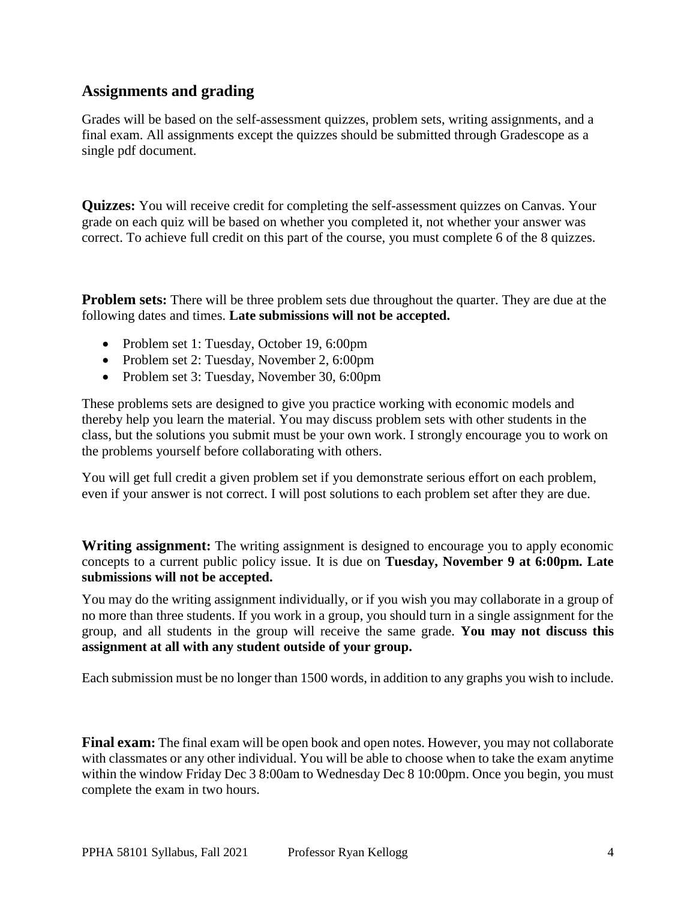## Assignments and grading

Grades will be based on the self-assessment quizzes, problem sets, writing assignments, and a final exam. All assignments except the quizzes should be submitted through Gradescope as a single pdf document.

**Quizzes:** You will receive credit for completing the self-assessment quizzes on Canvas. Your grade on each quiz will be based on whether you completed it, not whether your answer was correct. To achieve full credit on this part of the course, you must complete 6 of the 8 quizzes.

**Problem sets:** There will be three problem sets due throughout the quarter. They are due at the following dates and times. **Late submissions will not be accepted.**

- Problem set 1: Tuesday, October 19, 6:00pm
- Problem set 2: Tuesday, November 2, 6:00pm
- Problem set 3: Tuesday, November 30, 6:00pm

These problems sets are designed to give you practice working with economic models and thereby help you learn the material. You may discuss problem sets with other students in the class, but the solutions you submit must be your own work. I strongly encourage you to work on the problems yourself before collaborating with others.

You will get full credit a given problem set if you demonstrate serious effort on each problem, even if your answer is not correct. I will post solutions to each problem set after they are due.

**Writing assignment:** The writing assignment is designed to encourage you to apply economic concepts to a current public policy issue. It is due on **Tuesday, November 9 at 6:00pm. Late submissions will not be accepted.**

You may do the writing assignment individually, or if you wish you may collaborate in a group of no more than three students. If you work in a group, you should turn in a single assignment for the group, and all students in the group will receive the same grade. **You may not discuss this assignment at all with any student outside of your group.**

Each submission must be no longer than 1500 words, in addition to any graphs you wish to include.

**Final exam:** The final exam will be open book and open notes. However, you may not collaborate with classmates or any other individual. You will be able to choose when to take the exam anytime within the window Friday Dec 3 8:00am to Wednesday Dec 8 10:00pm. Once you begin, you must complete the exam in two hours.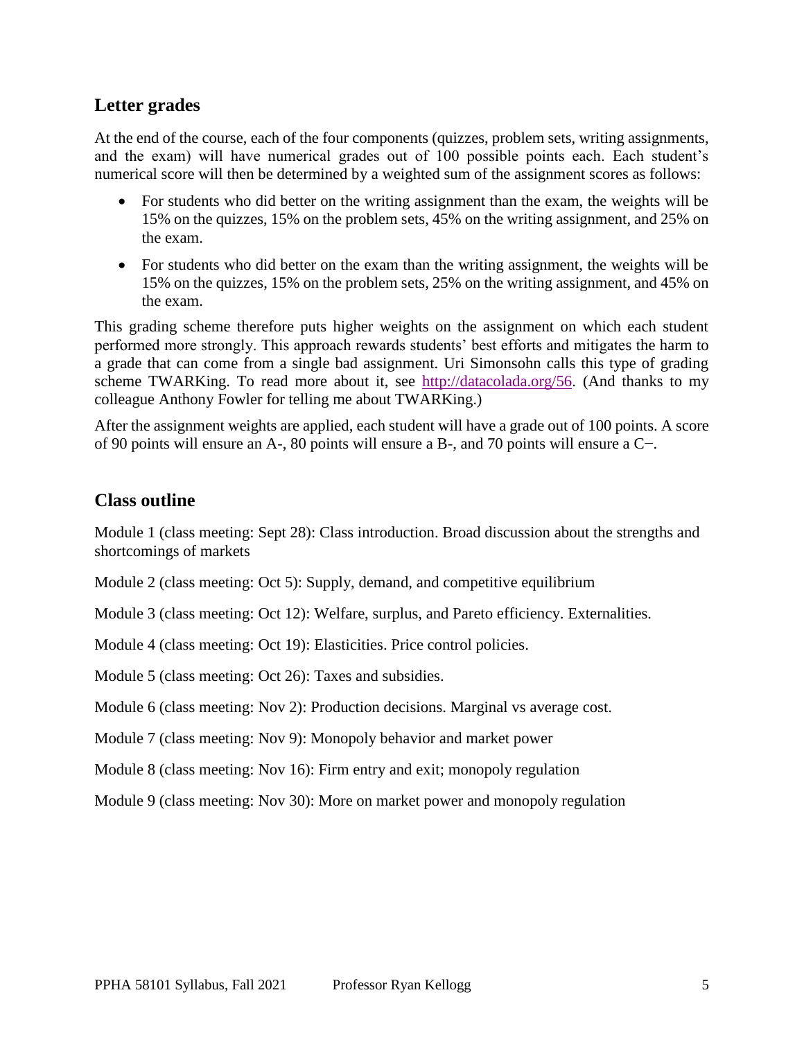## Letter grades

At the end of the course, each of the four components (quizzes, problem sets, writing assignments, and the exam) will have numerical grades out of 100 possible points each. Each student's numerical score will then be determined by a weighted sum of the assignment scores as follows:

- For students who did better on the writing assignment than the exam, the weights will be 15% on the quizzes, 15% on the problem sets, 45% on the writing assignment, and 25% on the exam.
- For students who did better on the exam than the writing assignment, the weights will be 15% on the quizzes, 15% on the problem sets, 25% on the writing assignment, and 45% on the exam.

This grading scheme therefore puts higher weights on the assignment on which each student performed more strongly. This approach rewards students' best efforts and mitigates the harm to a grade that can come from a single bad assignment. Uri Simonsohn calls this type of grading scheme TWARKing. To read more about it, see [http://datacolada.org/56](http://datacolada.org/56). (And thanks to my colleague Anthony Fowler for telling me about TWARKing.)

After the assignment weights are applied, each student will have a grade out of 100 points. A score of 90 points will ensure an A-, 80 points will ensure a B-, and 70 points will ensure a C−.

## Class outline

Module 1 (class meeting: Sept 28): Class introduction. Broad discussion about the strengths and shortcomings of markets

Module 2 (class meeting: Oct 5): Supply, demand, and competitive equilibrium

Module 3 (class meeting: Oct 12): Welfare, surplus, and Pareto efficiency. Externalities.

Module 4 (class meeting: Oct 19): Elasticities. Price control policies.

Module 5 (class meeting: Oct 26): Taxes and subsidies.

Module 6 (class meeting: Nov 2): Production decisions. Marginal vs average cost.

Module 7 (class meeting: Nov 9): Monopoly behavior and market power

Module 8 (class meeting: Nov 16): Firm entry and exit; monopoly regulation

Module 9 (class meeting: Nov 30): More on market power and monopoly regulation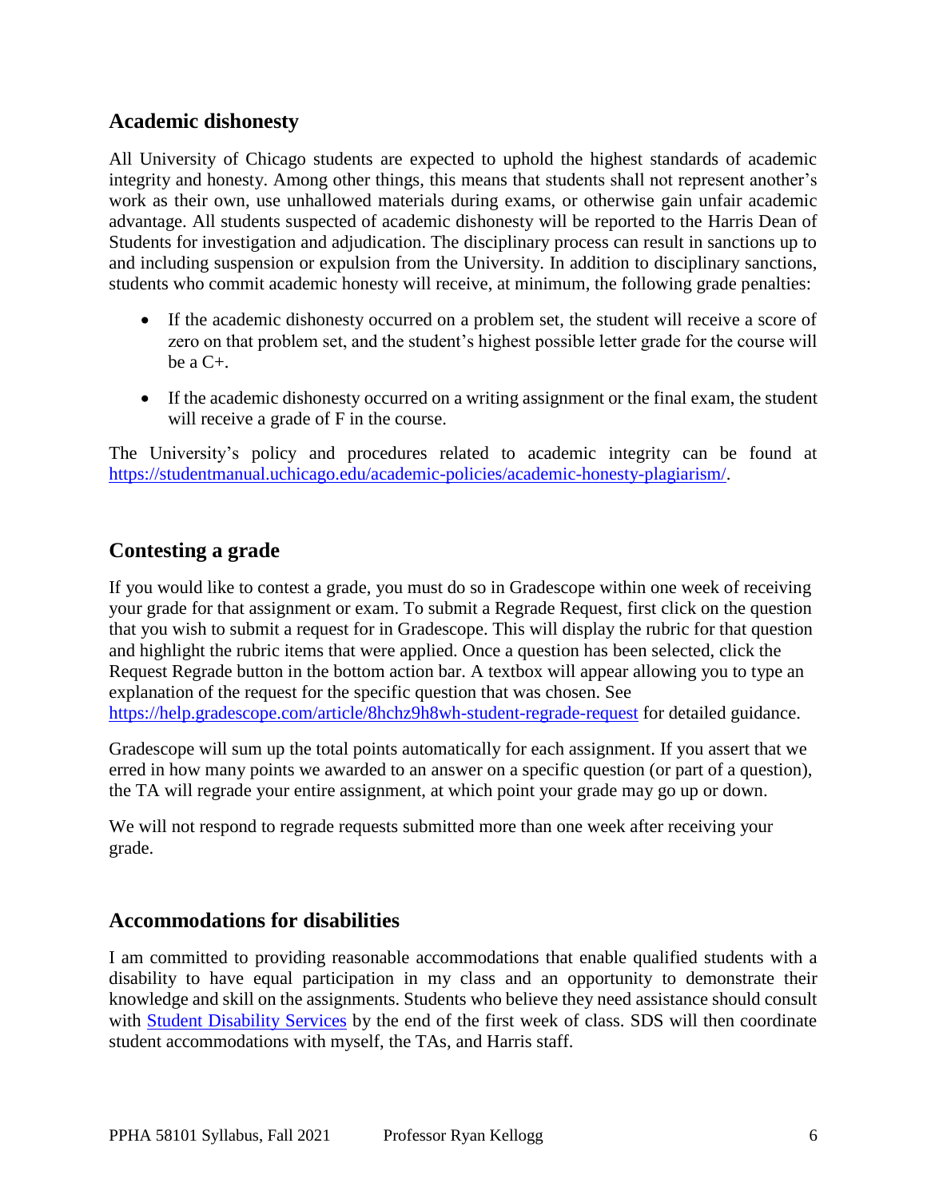## Academic dishonesty

All University of Chicago students are expected to uphold the highest standards of academic integrity and honesty. Among other things, this means that students shall not represent another's work as their own, use unhallowed materials during exams, or otherwise gain unfair academic advantage. All students suspected of academic dishonesty will be reported to the Harris Dean of Students for investigation and adjudication. The disciplinary process can result in sanctions up to and including suspension or expulsion from the University. In addition to disciplinary sanctions, students who commit academic honesty will receive, at minimum, the following grade penalties:

- If the academic dishonesty occurred on a problem set, the student will receive a score of zero on that problem set, and the student's highest possible letter grade for the course will be a C+.
- If the academic dishonesty occurred on a writing assignment or the final exam, the student will receive a grade of F in the course.

The University's policy and procedures related to academic integrity can be found at https://studentmanual.uchicago.edu/academic-policies/academic-honesty-plagiarism/.

## Contesting a grade

If you would like to contest a grade, you must do so in Gradescope within one week of receiving your grade for that assignment or exam. To submit a Regrade Request, first click on the question that you wish to submit a request for in Gradescope. This will display the rubric for that question and highlight the rubric items that were applied. Once a question has been selected, click the Request Regrade button in the bottom action bar. A textbox will appear allowing you to type an explanation of the request for the specific question that was chosen. See https://help.gradescope.com/article/8hchz9h8wh-student-regrade-request for detailed guidance.

Gradescope will sum up the total points automatically for each assignment. If you assert that we erred in how many points we awarded to an answer on a specific question (or part of a question), the TA will regrade your entire assignment, at which point your grade may go up or down.

We will not respond to regrade requests submitted more than one week after receiving your grade.

## Accommodations for disabilities

I am committed to providing reasonable accommodations that enable qualified students with a disability to have equal participation in my class and an opportunity to demonstrate their knowledge and skill on the assignments. Students who believe they need assistance should consult with Student Disability Services by the end of the first week of class. SDS will then coordinate student accommodations with myself, the TAs, and Harris staff.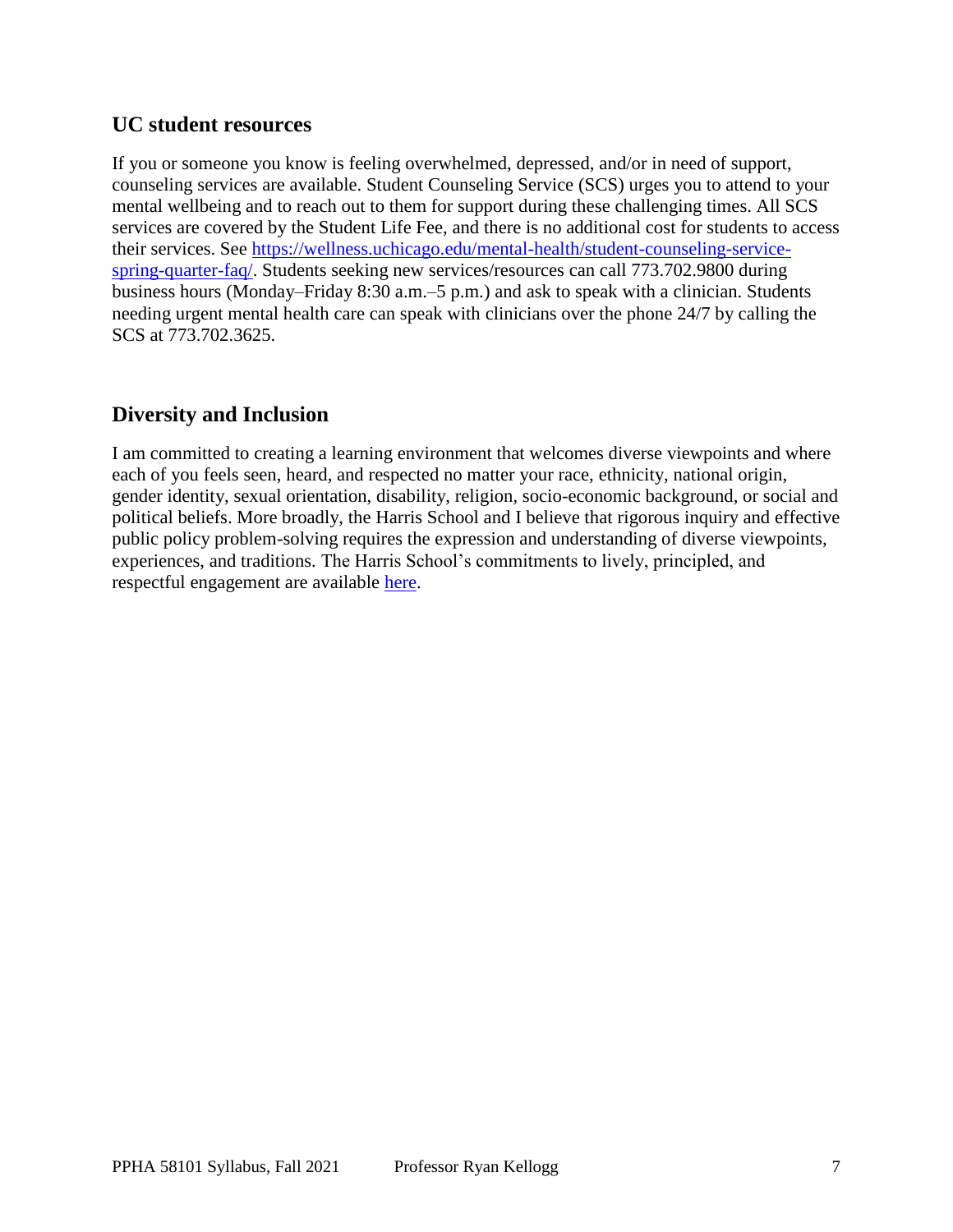## UC student resources

If you or someone you know is feeling overwhelmed, depressed, and/or in need of support, counseling services are available. Student Counseling Service (SCS) urges you to attend to your mental wellbeing and to reach out to them for support during these challenging times. All SCS services are covered by the Student Life Fee, and there is no additional cost for students to access their services. See [https://wellness.uchicago.edu/mental-health/student-counseling-service-spring-quarter-faq/](https://wellness.uchicago.edu/mental-health/student-counseling-service-spring-quarter-faq/). Students seeking new services/resources can call 773.702.9800 during business hours (Monday–Friday 8:30 a.m.–5 p.m.) and ask to speak with a clinician. Students needing urgent mental health care can speak with clinicians over the phone 24/7 by calling the SCS at 773.702.3625.

## Diversity and Inclusion

I am committed to creating a learning environment that welcomes diverse viewpoints and where each of you feels seen, heard, and respected no matter your race, ethnicity, national origin, gender identity, sexual orientation, disability, religion, socio-economic background, or social and political beliefs. More broadly, the Harris School and I believe that rigorous inquiry and effective public policy problem-solving requires the expression and understanding of diverse viewpoints, experiences, and traditions. The Harris School's commitments to lively, principled, and respectful engagement are available here.